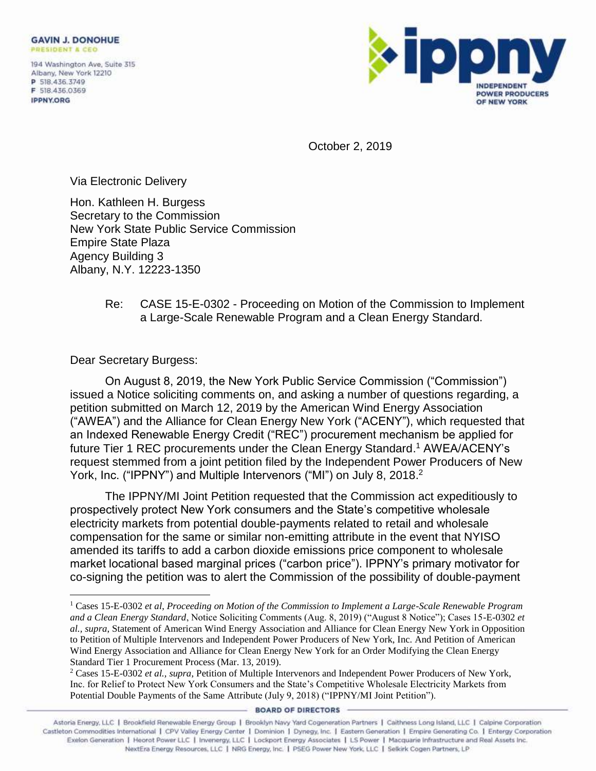**GAVIN J. DONOHUE**
PRESIDENT & CEO

194 Washington Ave, Suite 315
Albany, New York 12210
P 518.436.3749
F 518.436.0369
IPPNY.ORG

ippny
INDEPENDENT POWER PRODUCERS OF NEW YORK

October 2, 2019

Via Electronic Delivery

Hon. Kathleen H. Burgess
Secretary to the Commission
New York State Public Service Commission
Empire State Plaza
Agency Building 3
Albany, N.Y. 12223-1350

Re: CASE 15-E-0302 - Proceeding on Motion of the Commission to Implement a Large-Scale Renewable Program and a Clean Energy Standard.

Dear Secretary Burgess:

On August 8, 2019, the New York Public Service Commission ("Commission") issued a Notice soliciting comments on, and asking a number of questions regarding, a petition submitted on March 12, 2019 by the American Wind Energy Association ("AWEA") and the Alliance for Clean Energy New York ("ACENY"), which requested that an Indexed Renewable Energy Credit ("REC") procurement mechanism be applied for future Tier 1 REC procurements under the Clean Energy Standard.[1] AWEA/ACENY's request stemmed from a joint petition filed by the Independent Power Producers of New York, Inc. ("IPPNY") and Multiple Intervenors ("MI") on July 8, 2018.[2]

The IPPNY/MI Joint Petition requested that the Commission act expeditiously to prospectively protect New York consumers and the State's competitive wholesale electricity markets from potential double-payments related to retail and wholesale compensation for the same or similar non-emitting attribute in the event that NYISO amended its tariffs to add a carbon dioxide emissions price component to wholesale market locational based marginal prices ("carbon price"). IPPNY's primary motivator for co-signing the petition was to alert the Commission of the possibility of double-payment

[1] Cases 15-E-0302 *et al*, *Proceeding on Motion of the Commission to Implement a Large-Scale Renewable Program and a Clean Energy Standard*, Notice Soliciting Comments (Aug. 8, 2019) ("August 8 Notice"); Cases 15-E-0302 *et al., supra*, Statement of American Wind Energy Association and Alliance for Clean Energy New York in Opposition to Petition of Multiple Intervenors and Independent Power Producers of New York, Inc. And Petition of American Wind Energy Association and Alliance for Clean Energy New York for an Order Modifying the Clean Energy Standard Tier 1 Procurement Process (Mar. 13, 2019).

[2] Cases 15-E-0302 *et al., supra*, Petition of Multiple Intervenors and Independent Power Producers of New York, Inc. for Relief to Protect New York Consumers and the State's Competitive Wholesale Electricity Markets from Potential Double Payments of the Same Attribute (July 9, 2018) ("IPPNY/MI Joint Petition").

BOARD OF DIRECTORS

Astoria Energy, LLC | Brookfield Renewable Energy Group | Brooklyn Navy Yard Cogeneration Partners | Caithness Long Island, LLC | Calpine Corporation
Castleton Commodities International | CPV Valley Energy Center | Dominion | Dynegy, Inc. | Eastern Generation | Empire Generating Co. | Entergy Corporation
Exelon Generation | Heorot Power LLC | Invenergy, LLC | Lockport Energy Associates | LS Power | Macquarie Infrastructure and Real Assets Inc.
NextEra Energy Resources, LLC | NRG Energy, Inc. | PSEG Power New York, LLC | Selkirk Cogen Partners, LP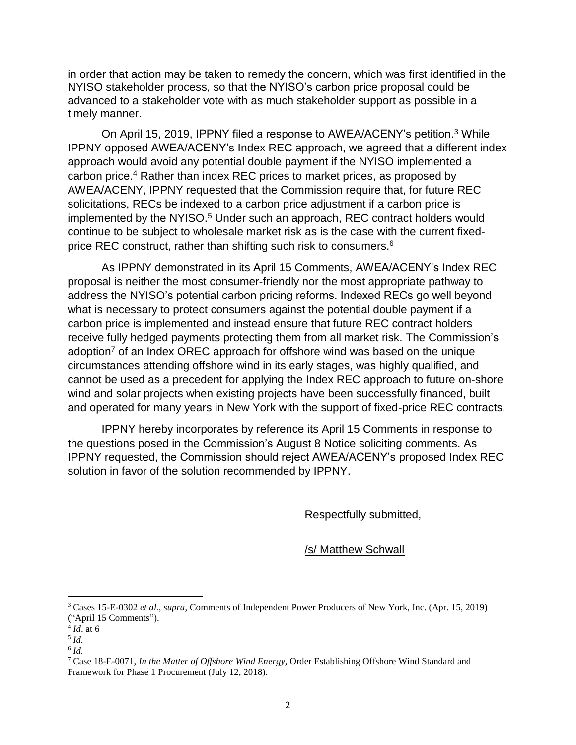in order that action may be taken to remedy the concern, which was first identified in the NYISO stakeholder process, so that the NYISO's carbon price proposal could be advanced to a stakeholder vote with as much stakeholder support as possible in a timely manner.

On April 15, 2019, IPPNY filed a response to AWEA/ACENY's petition.[3] While IPPNY opposed AWEA/ACENY's Index REC approach, we agreed that a different index approach would avoid any potential double payment if the NYISO implemented a carbon price.[4] Rather than index REC prices to market prices, as proposed by AWEA/ACENY, IPPNY requested that the Commission require that, for future REC solicitations, RECs be indexed to a carbon price adjustment if a carbon price is implemented by the NYISO.[5] Under such an approach, REC contract holders would continue to be subject to wholesale market risk as is the case with the current fixed-price REC construct, rather than shifting such risk to consumers.[6]

As IPPNY demonstrated in its April 15 Comments, AWEA/ACENY's Index REC proposal is neither the most consumer-friendly nor the most appropriate pathway to address the NYISO's potential carbon pricing reforms. Indexed RECs go well beyond what is necessary to protect consumers against the potential double payment if a carbon price is implemented and instead ensure that future REC contract holders receive fully hedged payments protecting them from all market risk. The Commission's adoption[7] of an Index OREC approach for offshore wind was based on the unique circumstances attending offshore wind in its early stages, was highly qualified, and cannot be used as a precedent for applying the Index REC approach to future on-shore wind and solar projects when existing projects have been successfully financed, built and operated for many years in New York with the support of fixed-price REC contracts.

IPPNY hereby incorporates by reference its April 15 Comments in response to the questions posed in the Commission's August 8 Notice soliciting comments. As IPPNY requested, the Commission should reject AWEA/ACENY's proposed Index REC solution in favor of the solution recommended by IPPNY.

Respectfully submitted,

/s/ Matthew Schwall

---

[3] Cases 15-E-0302 *et al.*, *supra*, Comments of Independent Power Producers of New York, Inc. (Apr. 15, 2019) ("April 15 Comments").

[4] *Id*. at 6

[5] *Id.*

[6] *Id.*

[7] Case 18-E-0071, *In the Matter of Offshore Wind Energy*, Order Establishing Offshore Wind Standard and Framework for Phase 1 Procurement (July 12, 2018).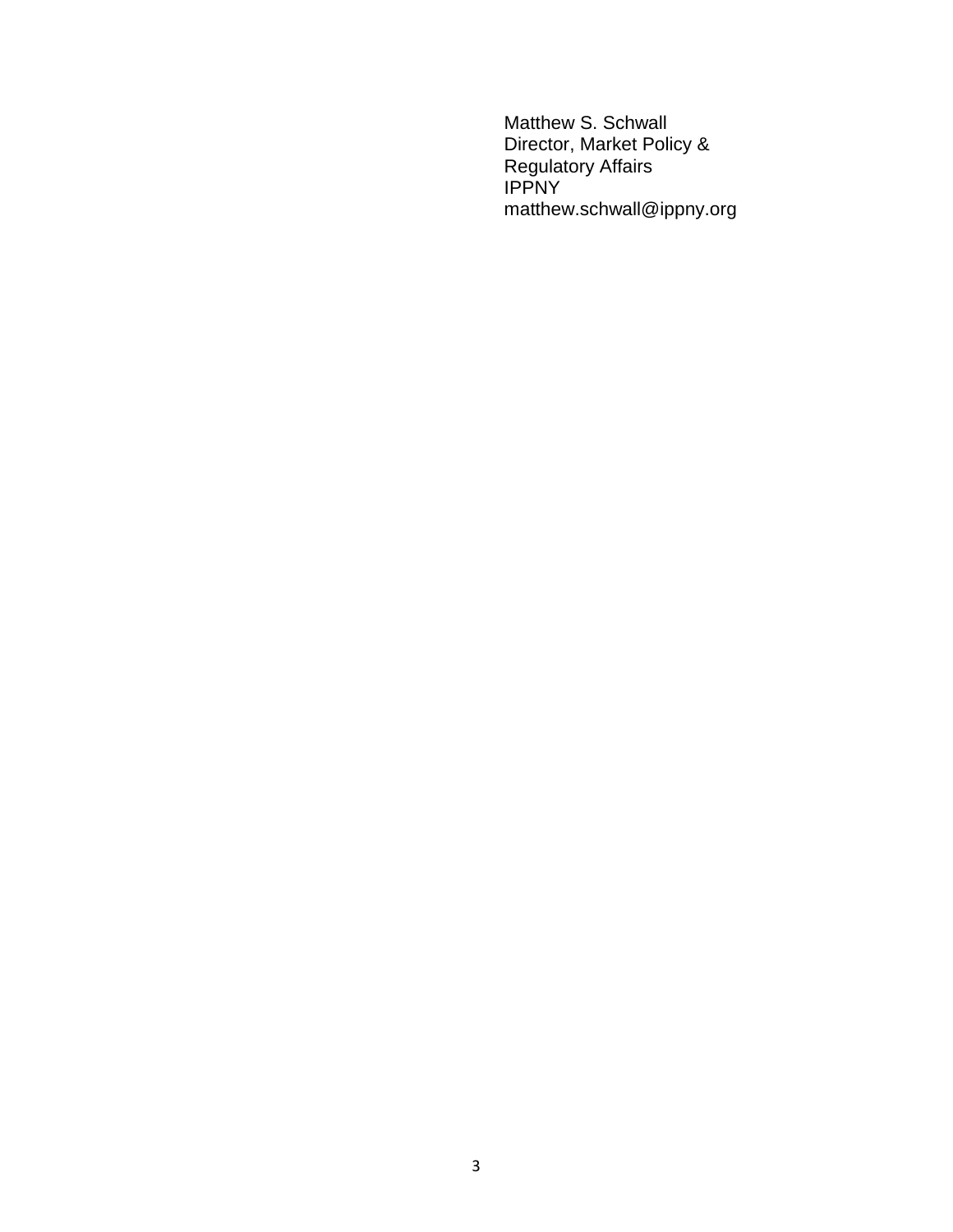Matthew S. Schwall  
Director, Market Policy &  
Regulatory Affairs  
IPPNY  
matthew.schwall@ippny.org